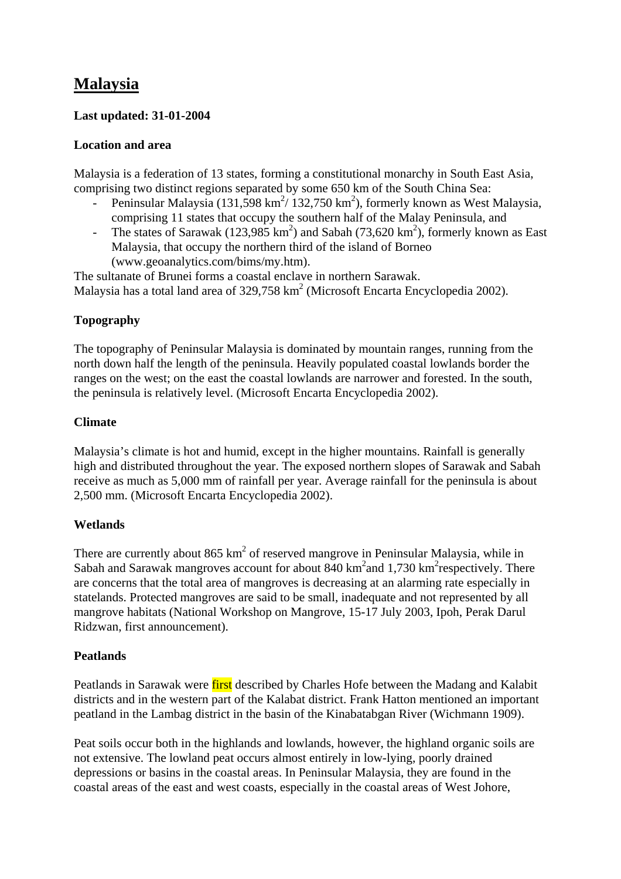# Malaysia

**Last updated: 31-01-2004**

**Location and area**

Malaysia is a federation of 13 states, forming a constitutional monarchy in South East Asia, comprising two distinct regions separated by some 650 km of the South China Sea:

- Peninsular Malaysia (131,598 $km^2$/ 132,750 $km^2$), formerly known as West Malaysia, comprising 11 states that occupy the southern half of the Malay Peninsula, and
- The states of Sarawak (123,985 $km^2$) and Sabah (73,620 $km^2$), formerly known as East Malaysia, that occupy the northern third of the island of Borneo (www.geoanalytics.com/bims/my.htm).

The sultanate of Brunei forms a coastal enclave in northern Sarawak.
Malaysia has a total land area of 329,758 $km^2$ (Microsoft Encarta Encyclopedia 2002).

**Topography**

The topography of Peninsular Malaysia is dominated by mountain ranges, running from the north down half the length of the peninsula. Heavily populated coastal lowlands border the ranges on the west; on the east the coastal lowlands are narrower and forested. In the south, the peninsula is relatively level. (Microsoft Encarta Encyclopedia 2002).

**Climate**

Malaysia's climate is hot and humid, except in the higher mountains. Rainfall is generally high and distributed throughout the year. The exposed northern slopes of Sarawak and Sabah receive as much as 5,000 mm of rainfall per year. Average rainfall for the peninsula is about 2,500 mm. (Microsoft Encarta Encyclopedia 2002).

**Wetlands**

There are currently about 865 $km^2$ of reserved mangrove in Peninsular Malaysia, while in Sabah and Sarawak mangroves account for about 840 $km^2$ and 1,730 $km^2$ respectively. There are concerns that the total area of mangroves is decreasing at an alarming rate especially in statelands. Protected mangroves are said to be small, inadequate and not represented by all mangrove habitats (National Workshop on Mangrove, 15-17 July 2003, Ipoh, Perak Darul Ridzwan, first announcement).

**Peatlands**

Peatlands in Sarawak were first described by Charles Hofe between the Madang and Kalabit districts and in the western part of the Kalabat district. Frank Hatton mentioned an important peatland in the Lambag district in the basin of the Kinabatabgan River (Wichmann 1909).

Peat soils occur both in the highlands and lowlands, however, the highland organic soils are not extensive. The lowland peat occurs almost entirely in low-lying, poorly drained depressions or basins in the coastal areas. In Peninsular Malaysia, they are found in the coastal areas of the east and west coasts, especially in the coastal areas of West Johore,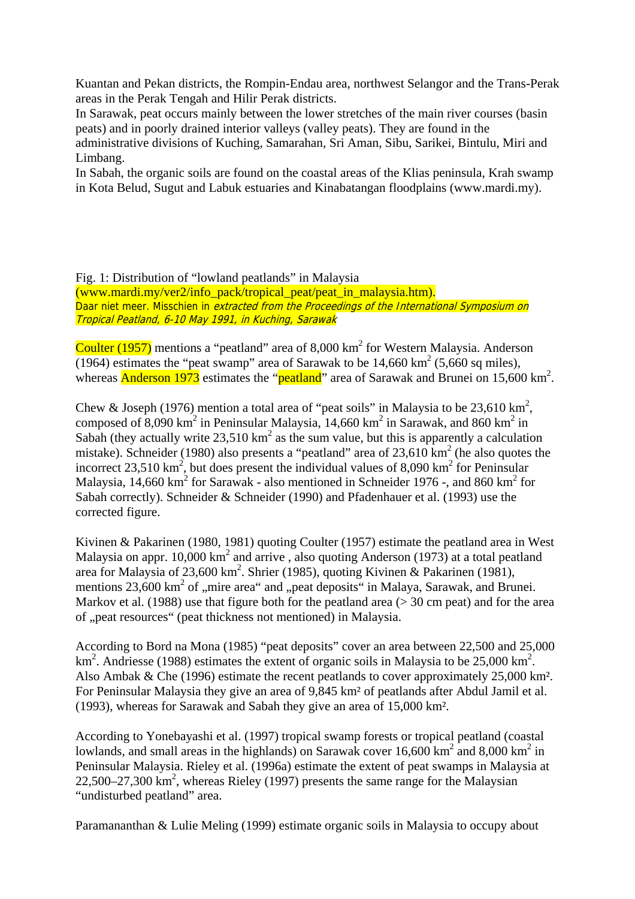Kuantan and Pekan districts, the Rompin-Endau area, northwest Selangor and the Trans-Perak areas in the Perak Tengah and Hilir Perak districts.
In Sarawak, peat occurs mainly between the lower stretches of the main river courses (basin peats) and in poorly drained interior valleys (valley peats). They are found in the administrative divisions of Kuching, Samarahan, Sri Aman, Sibu, Sarikei, Bintulu, Miri and Limbang.
In Sabah, the organic soils are found on the coastal areas of the Klias peninsula, Krah swamp in Kota Belud, Sugut and Labuk estuaries and Kinabatangan floodplains (www.mardi.my).

Fig. 1: Distribution of "lowland peatlands" in Malaysia (www.mardi.my/ver2/info_pack/tropical_peat/peat_in_malaysia.htm).
Daar niet meer. Misschien in *extracted from the Proceedings of the International Symposium on Tropical Peatland, 6-10 May 1991, in Kuching, Sarawak*

Coulter (1957) mentions a "peatland" area of 8,000 km$^2$ for Western Malaysia. Anderson (1964) estimates the "peat swamp" area of Sarawak to be 14,660 km$^2$ (5,660 sq miles), whereas Anderson 1973 estimates the "peatland" area of Sarawak and Brunei on 15,600 km$^2$.

Chew & Joseph (1976) mention a total area of "peat soils" in Malaysia to be 23,610 km$^2$, composed of 8,090 km$^2$ in Peninsular Malaysia, 14,660 km$^2$ in Sarawak, and 860 km$^2$ in Sabah (they actually write 23,510 km$^2$ as the sum value, but this is apparently a calculation mistake). Schneider (1980) also presents a "peatland" area of 23,610 km$^2$ (he also quotes the incorrect 23,510 km$^2$, but does present the individual values of 8,090 km$^2$ for Peninsular Malaysia, 14,660 km$^2$ for Sarawak - also mentioned in Schneider 1976 -, and 860 km$^2$ for Sabah correctly). Schneider & Schneider (1990) and Pfadenhauer et al. (1993) use the corrected figure.

Kivinen & Pakarinen (1980, 1981) quoting Coulter (1957) estimate the peatland area in West Malaysia on appr. 10,000 km$^2$ and arrive , also quoting Anderson (1973) at a total peatland area for Malaysia of 23,600 km$^2$. Shrier (1985), quoting Kivinen & Pakarinen (1981), mentions 23,600 km$^2$ of „mire area" and „peat deposits" in Malaya, Sarawak, and Brunei. Markov et al. (1988) use that figure both for the peatland area (> 30 cm peat) and for the area of „peat resources" (peat thickness not mentioned) in Malaysia.

According to Bord na Mona (1985) "peat deposits" cover an area between 22,500 and 25,000 km$^2$. Andriesse (1988) estimates the extent of organic soils in Malaysia to be 25,000 km$^2$. Also Ambak & Che (1996) estimate the recent peatlands to cover approximately 25,000 km². For Peninsular Malaysia they give an area of 9,845 km² of peatlands after Abdul Jamil et al. (1993), whereas for Sarawak and Sabah they give an area of 15,000 km².

According to Yonebayashi et al. (1997) tropical swamp forests or tropical peatland (coastal lowlands, and small areas in the highlands) on Sarawak cover 16,600 km$^2$ and 8,000 km$^2$ in Peninsular Malaysia. Rieley et al. (1996a) estimate the extent of peat swamps in Malaysia at 22,500–27,300 km$^2$, whereas Rieley (1997) presents the same range for the Malaysian "undisturbed peatland" area.

Paramananthan & Lulie Meling (1999) estimate organic soils in Malaysia to occupy about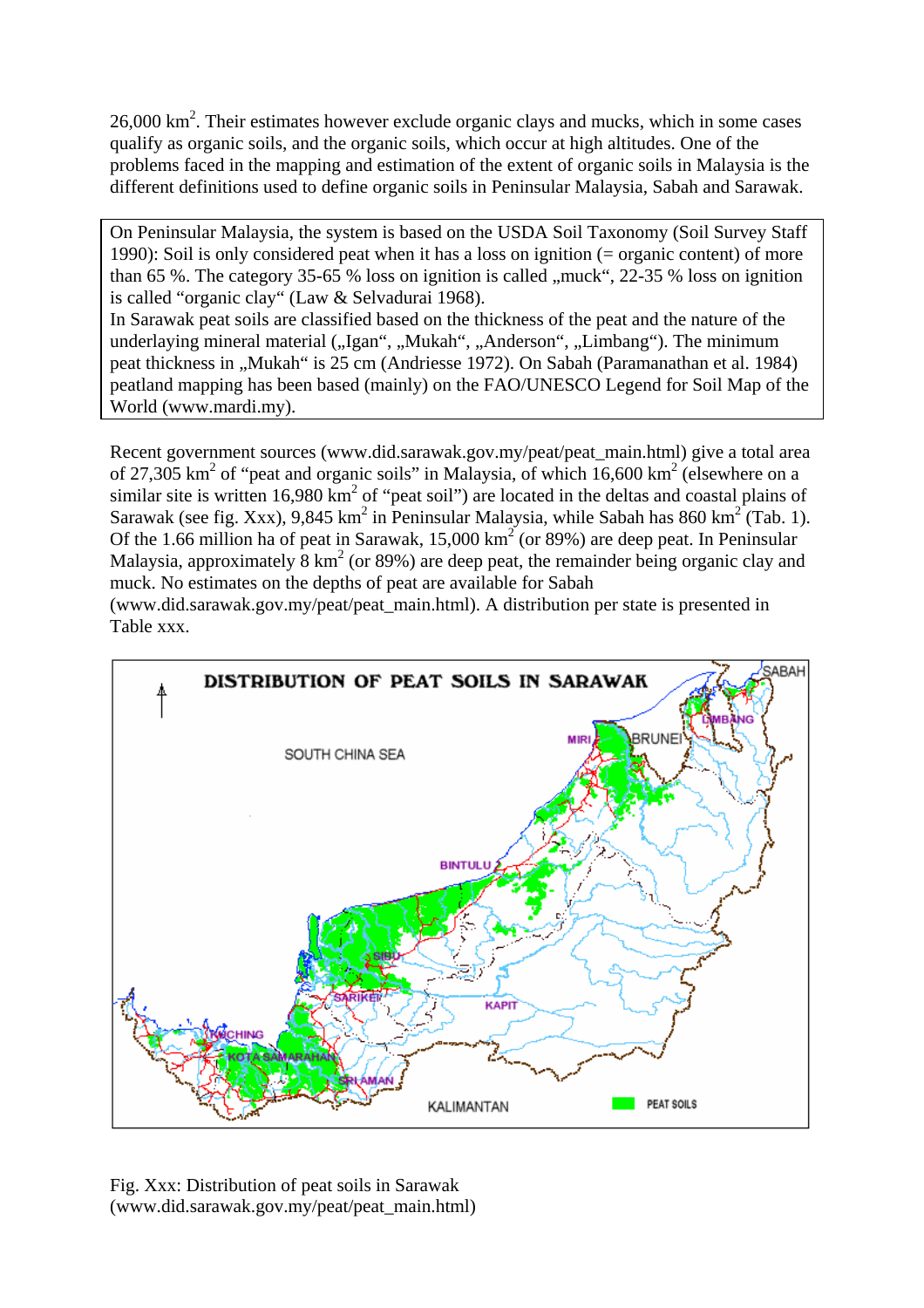26,000 km$^2$. Their estimates however exclude organic clays and mucks, which in some cases qualify as organic soils, and the organic soils, which occur at high altitudes. One of the problems faced in the mapping and estimation of the extent of organic soils in Malaysia is the different definitions used to define organic soils in Peninsular Malaysia, Sabah and Sarawak.

On Peninsular Malaysia, the system is based on the USDA Soil Taxonomy (Soil Survey Staff 1990): Soil is only considered peat when it has a loss on ignition (= organic content) of more than 65 %. The category 35-65 % loss on ignition is called „muck", 22-35 % loss on ignition is called "organic clay" (Law & Selvadurai 1968).
In Sarawak peat soils are classified based on the thickness of the peat and the nature of the underlaying mineral material („Igan", „Mukah", „Anderson", „Limbang"). The minimum peat thickness in „Mukah" is 25 cm (Andriesse 1972). On Sabah (Paramanathan et al. 1984) peatland mapping has been based (mainly) on the FAO/UNESCO Legend for Soil Map of the World (www.mardi.my).

Recent government sources (www.did.sarawak.gov.my/peat/peat_main.html) give a total area of 27,305 km$^2$ of "peat and organic soils" in Malaysia, of which 16,600 km$^2$ (elsewhere on a similar site is written 16,980 km$^2$ of "peat soil") are located in the deltas and coastal plains of Sarawak (see fig. Xxx), 9,845 km$^2$ in Peninsular Malaysia, while Sabah has 860 km$^2$ (Tab. 1). Of the 1.66 million ha of peat in Sarawak, 15,000 km$^2$ (or 89%) are deep peat. In Peninsular Malaysia, approximately 8 km$^2$ (or 89%) are deep peat, the remainder being organic clay and muck. No estimates on the depths of peat are available for Sabah (www.did.sarawak.gov.my/peat/peat_main.html). A distribution per state is presented in Table xxx.

Fig. Xxx: Distribution of peat soils in Sarawak (www.did.sarawak.gov.my/peat/peat_main.html)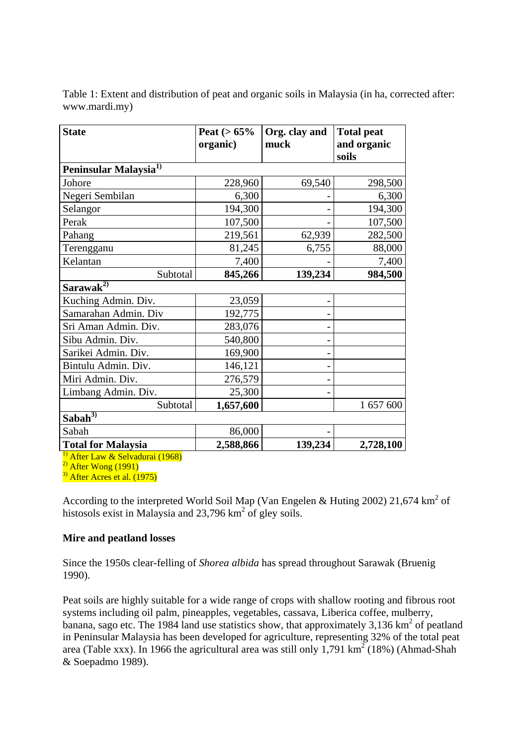Table 1: Extent and distribution of peat and organic soils in Malaysia (in ha, corrected after: www.mardi.my)

| State | Peat (> 65% organic) | Org. clay and muck | Total peat and organic soils |
|---|---|---|---|
| **Peninsular Malaysia[1)]** | | | |
| Johore | 228,960 | 69,540 | 298,500 |
| Negeri Sembilan | 6,300 | - | 6,300 |
| Selangor | 194,300 | - | 194,300 |
| Perak | 107,500 | - | 107,500 |
| Pahang | 219,561 | 62,939 | 282,500 |
| Terengganu | 81,245 | 6,755 | 88,000 |
| Kelantan | 7,400 | - | 7,400 |
| Subtotal | **845,266** | **139,234** | **984,500** |
| **Sarawak[2)]** | | | |
| Kuching Admin. Div. | 23,059 | - | |
| Samarahan Admin. Div | 192,775 | - | |
| Sri Aman Admin. Div. | 283,076 | - | |
| Sibu Admin. Div. | 540,800 | - | |
| Sarikei Admin. Div. | 169,900 | - | |
| Bintulu Admin. Div. | 146,121 | - | |
| Miri Admin. Div. | 276,579 | - | |
| Limbang Admin. Div. | 25,300 | - | |
| Subtotal | **1,657,600** | | 1 657 600 |
| **Sabah[3)]** | | | |
| Sabah | 86,000 | - | |
| **Total for Malaysia** | **2,588,866** | **139,234** | **2,728,100** |

[1)] After Law & Selvadurai (1968)
[2)] After Wong (1991)
[3)] After Acres et al. (1975)

According to the interpreted World Soil Map (Van Engelen & Huting 2002) 21,674 $km^2$ of histosols exist in Malaysia and 23,796 $km^2$ of gley soils.

**Mire and peatland losses**

Since the 1950s clear-felling of *Shorea albida* has spread throughout Sarawak (Bruenig 1990).

Peat soils are highly suitable for a wide range of crops with shallow rooting and fibrous root systems including oil palm, pineapples, vegetables, cassava, Liberica coffee, mulberry, banana, sago etc. The 1984 land use statistics show, that approximately 3,136 $km^2$ of peatland in Peninsular Malaysia has been developed for agriculture, representing 32% of the total peat area (Table xxx). In 1966 the agricultural area was still only 1,791 $km^2$ (18%) (Ahmad-Shah & Soepadmo 1989).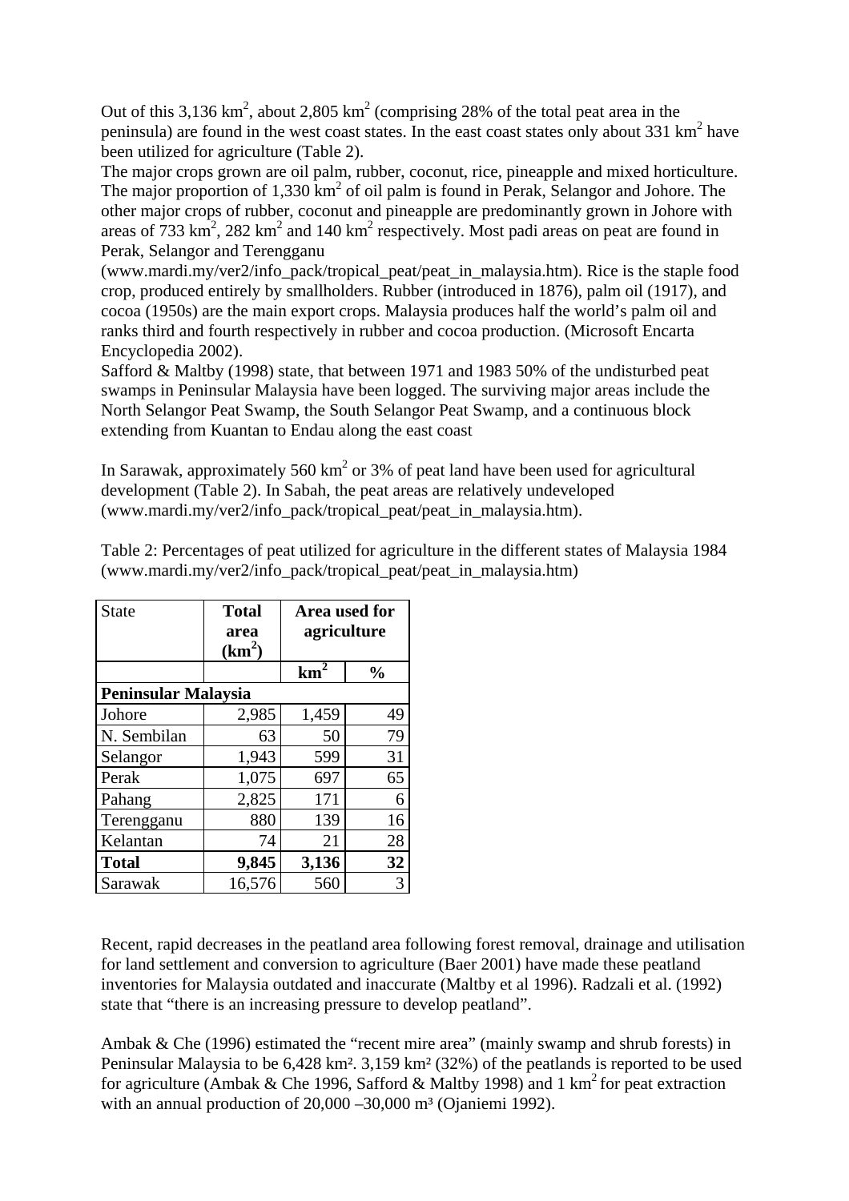Out of this 3,136 km$^2$, about 2,805 km$^2$ (comprising 28% of the total peat area in the peninsula) are found in the west coast states. In the east coast states only about 331 km$^2$ have been utilized for agriculture (Table 2).

The major crops grown are oil palm, rubber, coconut, rice, pineapple and mixed horticulture. The major proportion of 1,330 km$^2$ of oil palm is found in Perak, Selangor and Johore. The other major crops of rubber, coconut and pineapple are predominantly grown in Johore with areas of 733 km$^2$, 282 km$^2$ and 140 km$^2$ respectively. Most padi areas on peat are found in Perak, Selangor and Terengganu (www.mardi.my/ver2/info_pack/tropical_peat/peat_in_malaysia.htm). Rice is the staple food crop, produced entirely by smallholders. Rubber (introduced in 1876), palm oil (1917), and cocoa (1950s) are the main export crops. Malaysia produces half the world's palm oil and ranks third and fourth respectively in rubber and cocoa production. (Microsoft Encarta Encyclopedia 2002).

Safford & Maltby (1998) state, that between 1971 and 1983 50% of the undisturbed peat swamps in Peninsular Malaysia have been logged. The surviving major areas include the North Selangor Peat Swamp, the South Selangor Peat Swamp, and a continuous block extending from Kuantan to Endau along the east coast

In Sarawak, approximately 560 km$^2$ or 3% of peat land have been used for agricultural development (Table 2). In Sabah, the peat areas are relatively undeveloped (www.mardi.my/ver2/info_pack/tropical_peat/peat_in_malaysia.htm).

Table 2: Percentages of peat utilized for agriculture in the different states of Malaysia 1984 (www.mardi.my/ver2/info_pack/tropical_peat/peat_in_malaysia.htm)

| State | **Total area (km$^2$)** | **Area used for agriculture** | |
|---|---|---|---|
| | | **km$^2$** | **%** |
| **Peninsular Malaysia** | | | |
| Johore | 2,985 | 1,459 | 49 |
| N. Sembilan | 63 | 50 | 79 |
| Selangor | 1,943 | 599 | 31 |
| Perak | 1,075 | 697 | 65 |
| Pahang | 2,825 | 171 | 6 |
| Terengganu | 880 | 139 | 16 |
| Kelantan | 74 | 21 | 28 |
| **Total** | **9,845** | **3,136** | **32** |
| Sarawak | 16,576 | 560 | 3 |

Recent, rapid decreases in the peatland area following forest removal, drainage and utilisation for land settlement and conversion to agriculture (Baer 2001) have made these peatland inventories for Malaysia outdated and inaccurate (Maltby et al 1996). Radzali et al. (1992) state that "there is an increasing pressure to develop peatland".

Ambak & Che (1996) estimated the "recent mire area" (mainly swamp and shrub forests) in Peninsular Malaysia to be 6,428 km². 3,159 km² (32%) of the peatlands is reported to be used for agriculture (Ambak & Che 1996, Safford & Maltby 1998) and 1 km$^2$ for peat extraction with an annual production of 20,000 –30,000 m³ (Ojaniemi 1992).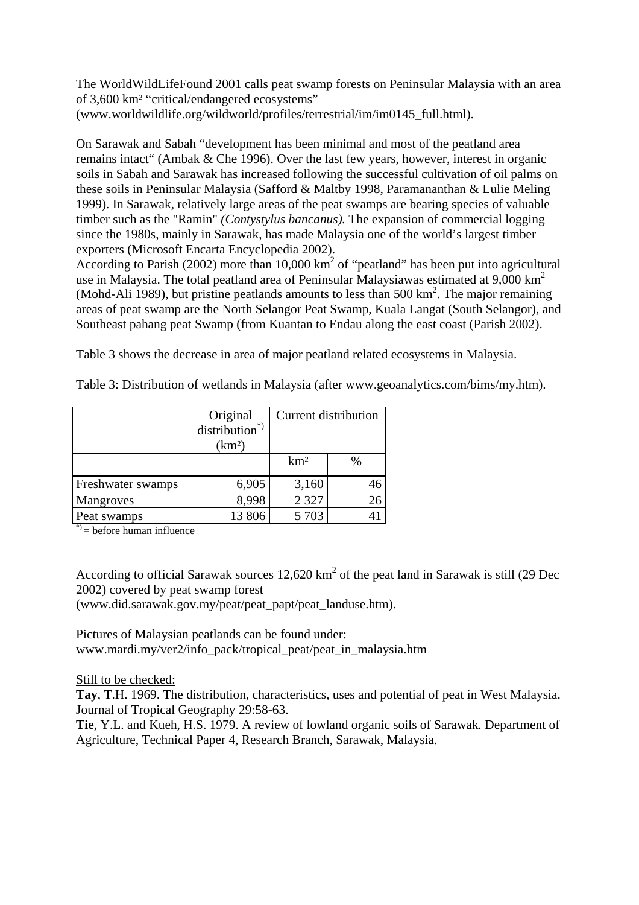The WorldWildLifeFound 2001 calls peat swamp forests on Peninsular Malaysia with an area of 3,600 km² "critical/endangered ecosystems" (www.worldwildlife.org/wildworld/profiles/terrestrial/im/im0145_full.html).

On Sarawak and Sabah "development has been minimal and most of the peatland area remains intact" (Ambak & Che 1996). Over the last few years, however, interest in organic soils in Sabah and Sarawak has increased following the successful cultivation of oil palms on these soils in Peninsular Malaysia (Safford & Maltby 1998, Paramananthan & Lulie Meling 1999). In Sarawak, relatively large areas of the peat swamps are bearing species of valuable timber such as the "Ramin" *(Contystylus bancanus).* The expansion of commercial logging since the 1980s, mainly in Sarawak, has made Malaysia one of the world's largest timber exporters (Microsoft Encarta Encyclopedia 2002).
According to Parish (2002) more than 10,000 km$^2$ of "peatland" has been put into agricultural use in Malaysia. The total peatland area of Peninsular Malaysiawas estimated at 9,000 km$^2$ (Mohd-Ali 1989), but pristine peatlands amounts to less than 500 km$^2$. The major remaining areas of peat swamp are the North Selangor Peat Swamp, Kuala Langat (South Selangor), and Southeast pahang peat Swamp (from Kuantan to Endau along the east coast (Parish 2002).

Table 3 shows the decrease in area of major peatland related ecosystems in Malaysia.

Table 3: Distribution of wetlands in Malaysia (after www.geoanalytics.com/bims/my.htm).

| | Original distribution*) (km²) | Current distribution | |
|---|---|---|---|
| | | km² | % |
| Freshwater swamps | 6,905 | 3,160 | 46 |
| Mangroves | 8,998 | 2 327 | 26 |
| Peat swamps | 13 806 | 5 703 | 41 |

*) = before human influence

According to official Sarawak sources 12,620 km$^2$ of the peat land in Sarawak is still (29 Dec 2002) covered by peat swamp forest (www.did.sarawak.gov.my/peat/peat_papt/peat_landuse.htm).

Pictures of Malaysian peatlands can be found under:
www.mardi.my/ver2/info_pack/tropical_peat/peat_in_malaysia.htm

Still to be checked:
**Tay**, T.H. 1969. The distribution, characteristics, uses and potential of peat in West Malaysia. Journal of Tropical Geography 29:58-63.
**Tie**, Y.L. and Kueh, H.S. 1979. A review of lowland organic soils of Sarawak. Department of Agriculture, Technical Paper 4, Research Branch, Sarawak, Malaysia.